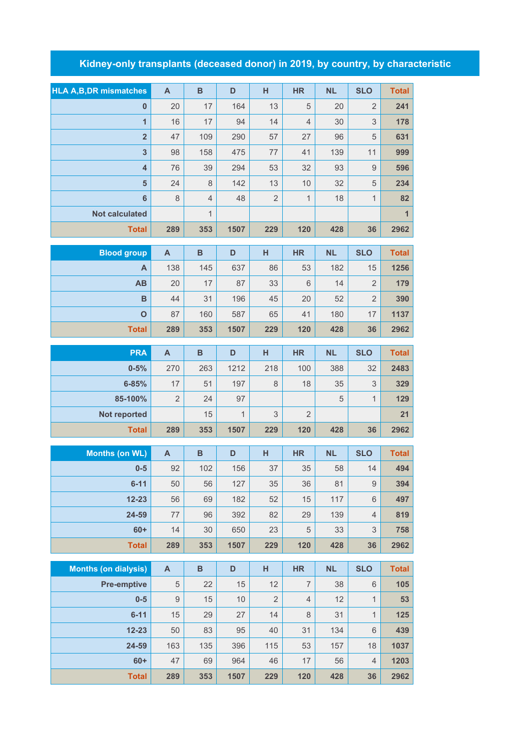# Kidney-only transplants (deceased donor) in 2019, by country, by characteristic

| HLA A,B,DR mismatches | A | B | D | H | HR | NL | SLO | Total |
|---|---|---|---|---|---|---|---|---|
| 0 | 20 | 17 | 164 | 13 | 5 | 20 | 2 | 241 |
| 1 | 16 | 17 | 94 | 14 | 4 | 30 | 3 | 178 |
| 2 | 47 | 109 | 290 | 57 | 27 | 96 | 5 | 631 |
| 3 | 98 | 158 | 475 | 77 | 41 | 139 | 11 | 999 |
| 4 | 76 | 39 | 294 | 53 | 32 | 93 | 9 | 596 |
| 5 | 24 | 8 | 142 | 13 | 10 | 32 | 5 | 234 |
| 6 | 8 | 4 | 48 | 2 | 1 | 18 | 1 | 82 |
| Not calculated | | 1 | | | | | | 1 |
| Total | 289 | 353 | 1507 | 229 | 120 | 428 | 36 | 2962 |

| Blood group | A | B | D | H | HR | NL | SLO | Total |
|---|---|---|---|---|---|---|---|---|
| A | 138 | 145 | 637 | 86 | 53 | 182 | 15 | 1256 |
| AB | 20 | 17 | 87 | 33 | 6 | 14 | 2 | 179 |
| B | 44 | 31 | 196 | 45 | 20 | 52 | 2 | 390 |
| O | 87 | 160 | 587 | 65 | 41 | 180 | 17 | 1137 |
| Total | 289 | 353 | 1507 | 229 | 120 | 428 | 36 | 2962 |

| PRA | A | B | D | H | HR | NL | SLO | Total |
|---|---|---|---|---|---|---|---|---|
| 0-5% | 270 | 263 | 1212 | 218 | 100 | 388 | 32 | 2483 |
| 6-85% | 17 | 51 | 197 | 8 | 18 | 35 | 3 | 329 |
| 85-100% | 2 | 24 | 97 | | | 5 | 1 | 129 |
| Not reported | | 15 | 1 | 3 | 2 | | | 21 |
| Total | 289 | 353 | 1507 | 229 | 120 | 428 | 36 | 2962 |

| Months (on WL) | A | B | D | H | HR | NL | SLO | Total |
|---|---|---|---|---|---|---|---|---|
| 0-5 | 92 | 102 | 156 | 37 | 35 | 58 | 14 | 494 |
| 6-11 | 50 | 56 | 127 | 35 | 36 | 81 | 9 | 394 |
| 12-23 | 56 | 69 | 182 | 52 | 15 | 117 | 6 | 497 |
| 24-59 | 77 | 96 | 392 | 82 | 29 | 139 | 4 | 819 |
| 60+ | 14 | 30 | 650 | 23 | 5 | 33 | 3 | 758 |
| Total | 289 | 353 | 1507 | 229 | 120 | 428 | 36 | 2962 |

| Months (on dialysis) | A | B | D | H | HR | NL | SLO | Total |
|---|---|---|---|---|---|---|---|---|
| Pre-emptive | 5 | 22 | 15 | 12 | 7 | 38 | 6 | 105 |
| 0-5 | 9 | 15 | 10 | 2 | 4 | 12 | 1 | 53 |
| 6-11 | 15 | 29 | 27 | 14 | 8 | 31 | 1 | 125 |
| 12-23 | 50 | 83 | 95 | 40 | 31 | 134 | 6 | 439 |
| 24-59 | 163 | 135 | 396 | 115 | 53 | 157 | 18 | 1037 |
| 60+ | 47 | 69 | 964 | 46 | 17 | 56 | 4 | 1203 |
| Total | 289 | 353 | 1507 | 229 | 120 | 428 | 36 | 2962 |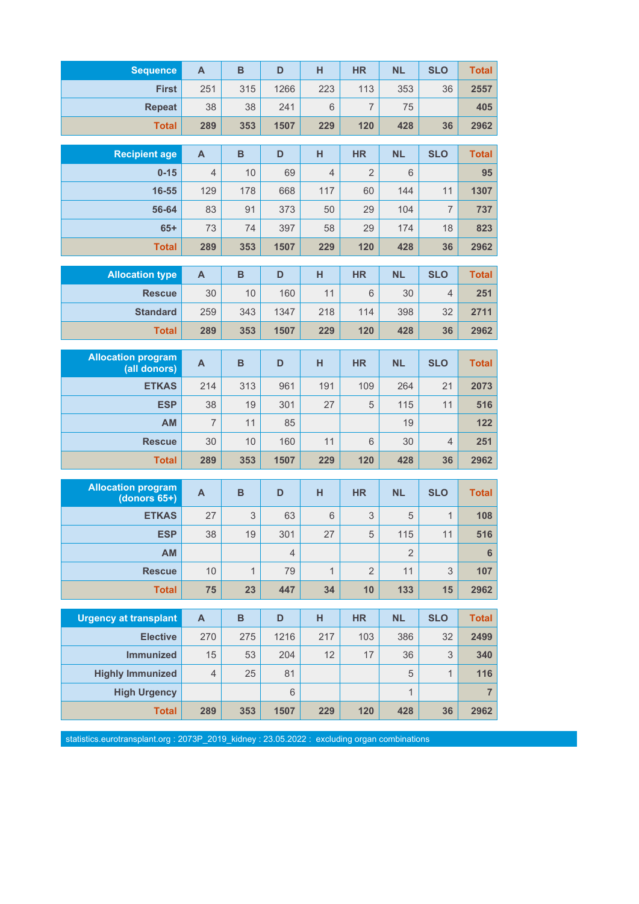| Sequence | A | B | D | H | HR | NL | SLO | Total |
|---|---|---|---|---|---|---|---|---|
| First | 251 | 315 | 1266 | 223 | 113 | 353 | 36 | 2557 |
| Repeat | 38 | 38 | 241 | 6 | 7 | 75 | | 405 |
| Total | 289 | 353 | 1507 | 229 | 120 | 428 | 36 | 2962 |

| Recipient age | A | B | D | H | HR | NL | SLO | Total |
|---|---|---|---|---|---|---|---|---|
| 0-15 | 4 | 10 | 69 | 4 | 2 | 6 | | 95 |
| 16-55 | 129 | 178 | 668 | 117 | 60 | 144 | 11 | 1307 |
| 56-64 | 83 | 91 | 373 | 50 | 29 | 104 | 7 | 737 |
| 65+ | 73 | 74 | 397 | 58 | 29 | 174 | 18 | 823 |
| Total | 289 | 353 | 1507 | 229 | 120 | 428 | 36 | 2962 |

| Allocation type | A | B | D | H | HR | NL | SLO | Total |
|---|---|---|---|---|---|---|---|---|
| Rescue | 30 | 10 | 160 | 11 | 6 | 30 | 4 | 251 |
| Standard | 259 | 343 | 1347 | 218 | 114 | 398 | 32 | 2711 |
| Total | 289 | 353 | 1507 | 229 | 120 | 428 | 36 | 2962 |

| Allocation program (all donors) | A | B | D | H | HR | NL | SLO | Total |
|---|---|---|---|---|---|---|---|---|
| ETKAS | 214 | 313 | 961 | 191 | 109 | 264 | 21 | 2073 |
| ESP | 38 | 19 | 301 | 27 | 5 | 115 | 11 | 516 |
| AM | 7 | 11 | 85 | | | 19 | | 122 |
| Rescue | 30 | 10 | 160 | 11 | 6 | 30 | 4 | 251 |
| Total | 289 | 353 | 1507 | 229 | 120 | 428 | 36 | 2962 |

| Allocation program (donors 65+) | A | B | D | H | HR | NL | SLO | Total |
|---|---|---|---|---|---|---|---|---|
| ETKAS | 27 | 3 | 63 | 6 | 3 | 5 | 1 | 108 |
| ESP | 38 | 19 | 301 | 27 | 5 | 115 | 11 | 516 |
| AM | | | 4 | | | 2 | | 6 |
| Rescue | 10 | 1 | 79 | 1 | 2 | 11 | 3 | 107 |
| Total | 75 | 23 | 447 | 34 | 10 | 133 | 15 | 2962 |

| Urgency at transplant | A | B | D | H | HR | NL | SLO | Total |
|---|---|---|---|---|---|---|---|---|
| Elective | 270 | 275 | 1216 | 217 | 103 | 386 | 32 | 2499 |
| Immunized | 15 | 53 | 204 | 12 | 17 | 36 | 3 | 340 |
| Highly Immunized | 4 | 25 | 81 | | | 5 | 1 | 116 |
| High Urgency | | | 6 | | | 1 | | 7 |
| Total | 289 | 353 | 1507 | 229 | 120 | 428 | 36 | 2962 |

statistics.eurotransplant.org : 2073P_2019_kidney : 23.05.2022 : excluding organ combinations